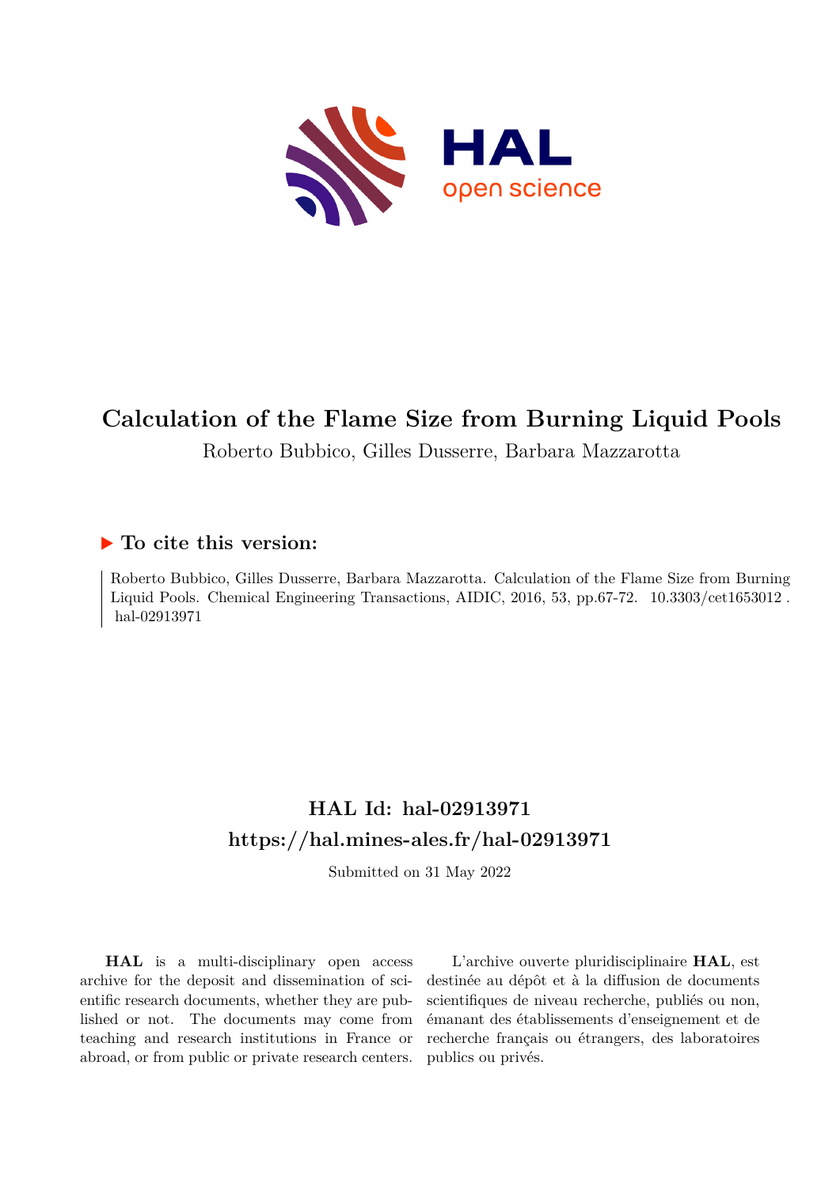# Calculation of the Flame Size from Burning Liquid Pools

Roberto Bubbico, Gilles Dusserre, Barbara Mazzarotta

## ▶ To cite this version:

Roberto Bubbico, Gilles Dusserre, Barbara Mazzarotta. Calculation of the Flame Size from Burning Liquid Pools. Chemical Engineering Transactions, AIDIC, 2016, 53, pp.67-72. 10.3303/cet1653012 . hal-02913971

## HAL Id: hal-02913971

## https://hal.mines-ales.fr/hal-02913971

Submitted on 31 May 2022

**HAL** is a multi-disciplinary open access archive for the deposit and dissemination of scientific research documents, whether they are published or not. The documents may come from teaching and research institutions in France or abroad, or from public or private research centers.

L'archive ouverte pluridisciplinaire **HAL**, est destinée au dépôt et à la diffusion de documents scientifiques de niveau recherche, publiés ou non, émanant des établissements d'enseignement et de recherche français ou étrangers, des laboratoires publics ou privés.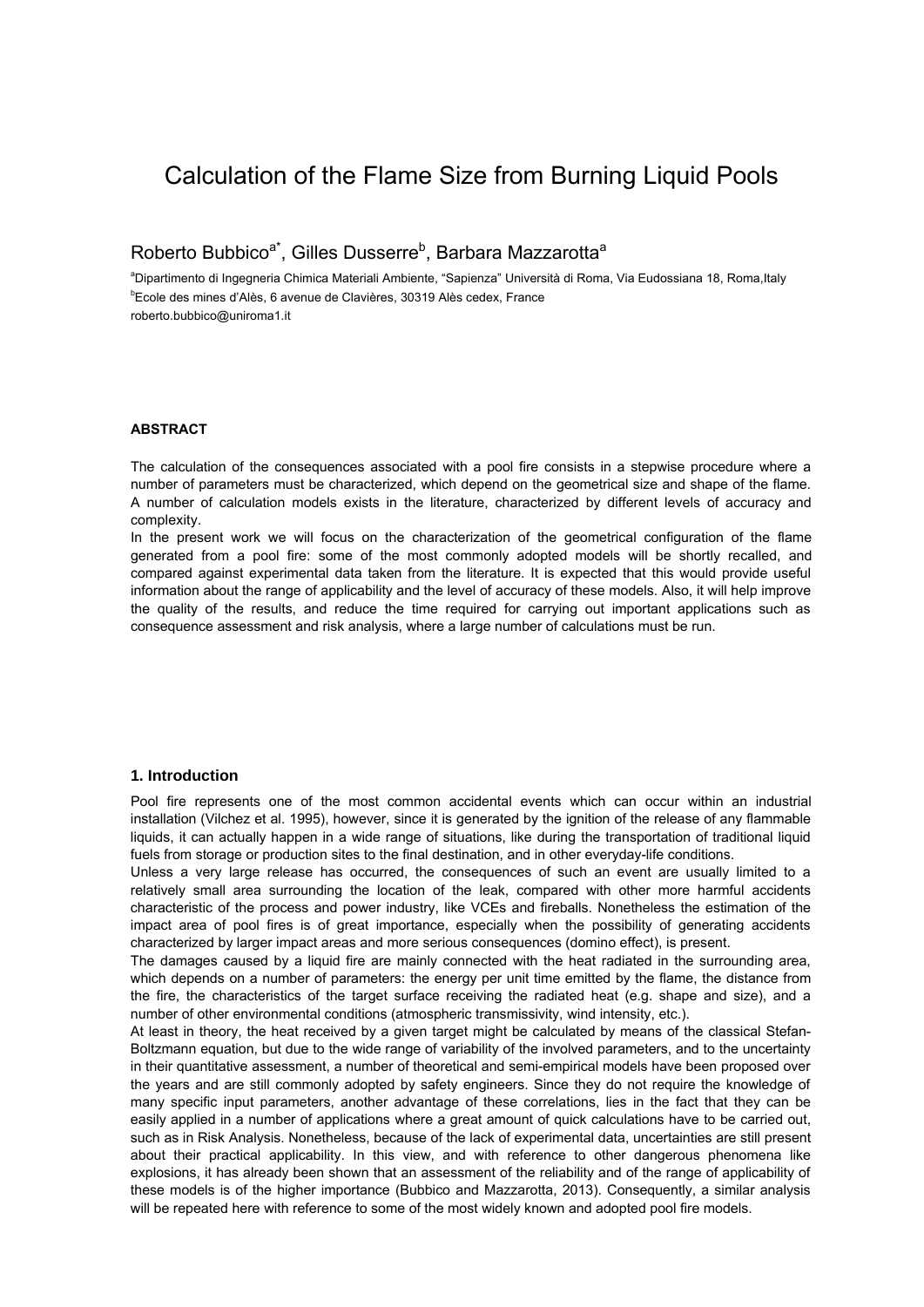# Calculation of the Flame Size from Burning Liquid Pools

Roberto Bubbico[a*], Gilles Dusserre[b], Barbara Mazzarotta[a]

[a]Dipartimento di Ingegneria Chimica Materiali Ambiente, "Sapienza" Università di Roma, Via Eudossiana 18, Roma,Italy

[b]Ecole des mines d'Alès, 6 avenue de Clavières, 30319 Alès cedex, France

roberto.bubbico@uniroma1.it

#### ABSTRACT

The calculation of the consequences associated with a pool fire consists in a stepwise procedure where a number of parameters must be characterized, which depend on the geometrical size and shape of the flame. A number of calculation models exists in the literature, characterized by different levels of accuracy and complexity.

In the present work we will focus on the characterization of the geometrical configuration of the flame generated from a pool fire: some of the most commonly adopted models will be shortly recalled, and compared against experimental data taken from the literature. It is expected that this would provide useful information about the range of applicability and the level of accuracy of these models. Also, it will help improve the quality of the results, and reduce the time required for carrying out important applications such as consequence assessment and risk analysis, where a large number of calculations must be run.

## 1. Introduction

Pool fire represents one of the most common accidental events which can occur within an industrial installation (Vilchez et al. 1995), however, since it is generated by the ignition of the release of any flammable liquids, it can actually happen in a wide range of situations, like during the transportation of traditional liquid fuels from storage or production sites to the final destination, and in other everyday-life conditions.

Unless a very large release has occurred, the consequences of such an event are usually limited to a relatively small area surrounding the location of the leak, compared with other more harmful accidents characteristic of the process and power industry, like VCEs and fireballs. Nonetheless the estimation of the impact area of pool fires is of great importance, especially when the possibility of generating accidents characterized by larger impact areas and more serious consequences (domino effect), is present.

The damages caused by a liquid fire are mainly connected with the heat radiated in the surrounding area, which depends on a number of parameters: the energy per unit time emitted by the flame, the distance from the fire, the characteristics of the target surface receiving the radiated heat (e.g. shape and size), and a number of other environmental conditions (atmospheric transmissivity, wind intensity, etc.).

At least in theory, the heat received by a given target might be calculated by means of the classical Stefan-Boltzmann equation, but due to the wide range of variability of the involved parameters, and to the uncertainty in their quantitative assessment, a number of theoretical and semi-empirical models have been proposed over the years and are still commonly adopted by safety engineers. Since they do not require the knowledge of many specific input parameters, another advantage of these correlations, lies in the fact that they can be easily applied in a number of applications where a great amount of quick calculations have to be carried out, such as in Risk Analysis. Nonetheless, because of the lack of experimental data, uncertainties are still present about their practical applicability. In this view, and with reference to other dangerous phenomena like explosions, it has already been shown that an assessment of the reliability and of the range of applicability of these models is of the higher importance (Bubbico and Mazzarotta, 2013). Consequently, a similar analysis will be repeated here with reference to some of the most widely known and adopted pool fire models.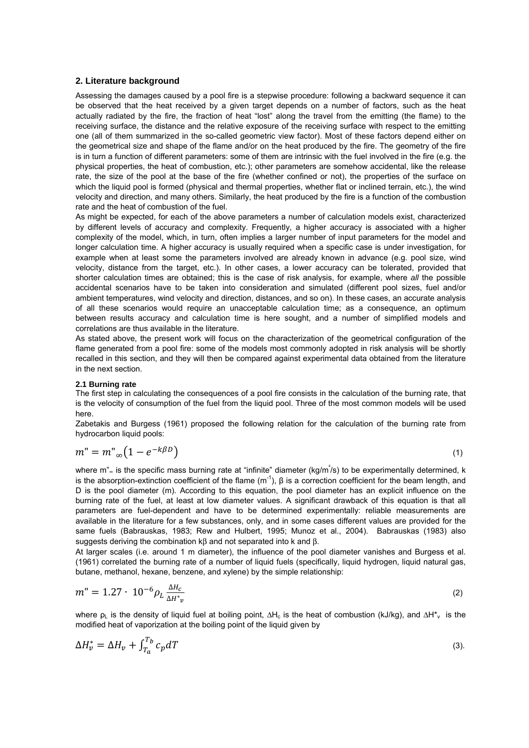## 2. Literature background

Assessing the damages caused by a pool fire is a stepwise procedure: following a backward sequence it can be observed that the heat received by a given target depends on a number of factors, such as the heat actually radiated by the fire, the fraction of heat "lost" along the travel from the emitting (the flame) to the receiving surface, the distance and the relative exposure of the receiving surface with respect to the emitting one (all of them summarized in the so-called geometric view factor). Most of these factors depend either on the geometrical size and shape of the flame and/or on the heat produced by the fire. The geometry of the fire is in turn a function of different parameters: some of them are intrinsic with the fuel involved in the fire (e.g. the physical properties, the heat of combustion, etc.); other parameters are somehow accidental, like the release rate, the size of the pool at the base of the fire (whether confined or not), the properties of the surface on which the liquid pool is formed (physical and thermal properties, whether flat or inclined terrain, etc.), the wind velocity and direction, and many others. Similarly, the heat produced by the fire is a function of the combustion rate and the heat of combustion of the fuel.

As might be expected, for each of the above parameters a number of calculation models exist, characterized by different levels of accuracy and complexity. Frequently, a higher accuracy is associated with a higher complexity of the model, which, in turn, often implies a larger number of input parameters for the model and longer calculation time. A higher accuracy is usually required when a specific case is under investigation, for example when at least some the parameters involved are already known in advance (e.g. pool size, wind velocity, distance from the target, etc.). In other cases, a lower accuracy can be tolerated, provided that shorter calculation times are obtained; this is the case of risk analysis, for example, where *all* the possible accidental scenarios have to be taken into consideration and simulated (different pool sizes, fuel and/or ambient temperatures, wind velocity and direction, distances, and so on). In these cases, an accurate analysis of all these scenarios would require an unacceptable calculation time; as a consequence, an optimum between results accuracy and calculation time is here sought, and a number of simplified models and correlations are thus available in the literature.

As stated above, the present work will focus on the characterization of the geometrical configuration of the flame generated from a pool fire: some of the models most commonly adopted in risk analysis will be shortly recalled in this section, and they will then be compared against experimental data obtained from the literature in the next section.

### 2.1 Burning rate

The first step in calculating the consequences of a pool fire consists in the calculation of the burning rate, that is the velocity of consumption of the fuel from the liquid pool. Three of the most common models will be used here.

Zabetakis and Burgess (1961) proposed the following relation for the calculation of the burning rate from hydrocarbon liquid pools:

$$m" = m"_{\infty}\left(1 - e^{-k\beta D}\right) \tag{1}$$

where $m"_{\infty}$ is the specific mass burning rate at "infinite" diameter (kg/m$^2$/s) to be experimentally determined, k is the absorption-extinction coefficient of the flame (m$^{-1}$), β is a correction coefficient for the beam length, and D is the pool diameter (m). According to this equation, the pool diameter has an explicit influence on the burning rate of the fuel, at least at low diameter values. A significant drawback of this equation is that all parameters are fuel-dependent and have to be determined experimentally: reliable measurements are available in the literature for a few substances, only, and in some cases different values are provided for the same fuels (Babrauskas, 1983; Rew and Hulbert, 1995; Munoz et al., 2004). Babrauskas (1983) also suggests deriving the combination kβ and not separated into k and β.

At larger scales (i.e. around 1 m diameter), the influence of the pool diameter vanishes and Burgess et al. (1961) correlated the burning rate of a number of liquid fuels (specifically, liquid hydrogen, liquid natural gas, butane, methanol, hexane, benzene, and xylene) by the simple relationship:

$$m" = 1.27 \cdot 10^{-6} \rho_L \frac{\Delta H_c}{\Delta H^*_v} \tag{2}$$

where $\rho_L$ is the density of liquid fuel at boiling point, $\Delta H_c$ is the heat of combustion (kJ/kg), and $\Delta H^*_v$ is the modified heat of vaporization at the boiling point of the liquid given by

$$\Delta H^*_v = \Delta H_v + \int_{T_a}^{T_b} c_p dT \tag{3}$$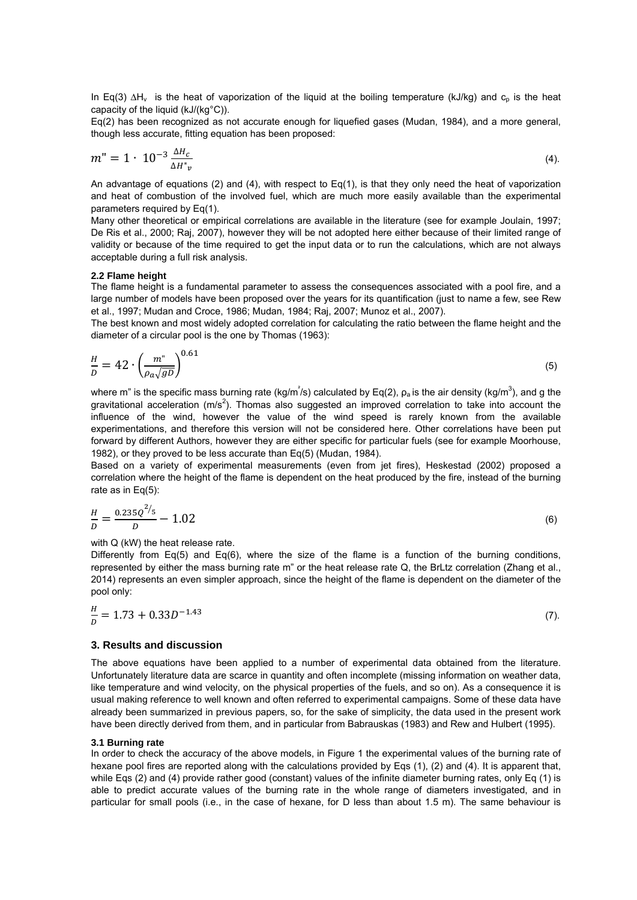In Eq(3) $\Delta H_v$ is the heat of vaporization of the liquid at the boiling temperature (kJ/kg) and $c_p$ is the heat capacity of the liquid (kJ/(kg°C)).

Eq(2) has been recognized as not accurate enough for liquefied gases (Mudan, 1984), and a more general, though less accurate, fitting equation has been proposed:

$$m" = 1 \cdot 10^{-3} \frac{\Delta H_c}{\Delta H^*_v} \tag{4}$$

An advantage of equations (2) and (4), with respect to Eq(1), is that they only need the heat of vaporization and heat of combustion of the involved fuel, which are much more easily available than the experimental parameters required by Eq(1).

Many other theoretical or empirical correlations are available in the literature (see for example Joulain, 1997; De Ris et al., 2000; Raj, 2007), however they will be not adopted here either because of their limited range of validity or because of the time required to get the input data or to run the calculations, which are not always acceptable during a full risk analysis.

### 2.2 Flame height

The flame height is a fundamental parameter to assess the consequences associated with a pool fire, and a large number of models have been proposed over the years for its quantification (just to name a few, see Rew et al., 1997; Mudan and Croce, 1986; Mudan, 1984; Raj, 2007; Munoz et al., 2007).

The best known and most widely adopted correlation for calculating the ratio between the flame height and the diameter of a circular pool is the one by Thomas (1963):

$$\frac{H}{D} = 42 \cdot \left(\frac{m"}{\rho_a \sqrt{gD}}\right)^{0.61} \tag{5}$$

where m" is the specific mass burning rate (kg/m$^2$/s) calculated by Eq(2), $\rho_a$ is the air density (kg/m$^3$), and g the gravitational acceleration (m/s$^2$). Thomas also suggested an improved correlation to take into account the influence of the wind, however the value of the wind speed is rarely known from the available experimentations, and therefore this version will not be considered here. Other correlations have been put forward by different Authors, however they are either specific for particular fuels (see for example Moorhouse, 1982), or they proved to be less accurate than Eq(5) (Mudan, 1984).

Based on a variety of experimental measurements (even from jet fires), Heskestad (2002) proposed a correlation where the height of the flame is dependent on the heat produced by the fire, instead of the burning rate as in Eq(5):

$$\frac{H}{D} = \frac{0.235 Q^{2/5}}{D} - 1.02 \tag{6}$$

with Q (kW) the heat release rate.

Differently from Eq(5) and Eq(6), where the size of the flame is a function of the burning conditions, represented by either the mass burning rate m" or the heat release rate Q, the BrLtz correlation (Zhang et al., 2014) represents an even simpler approach, since the height of the flame is dependent on the diameter of the pool only:

$$\frac{H}{D} = 1.73 + 0.33 D^{-1.43} \tag{7}$$

## 3. Results and discussion

The above equations have been applied to a number of experimental data obtained from the literature. Unfortunately literature data are scarce in quantity and often incomplete (missing information on weather data, like temperature and wind velocity, on the physical properties of the fuels, and so on). As a consequence it is usual making reference to well known and often referred to experimental campaigns. Some of these data have already been summarized in previous papers, so, for the sake of simplicity, the data used in the present work have been directly derived from them, and in particular from Babrauskas (1983) and Rew and Hulbert (1995).

### 3.1 Burning rate

In order to check the accuracy of the above models, in Figure 1 the experimental values of the burning rate of hexane pool fires are reported along with the calculations provided by Eqs (1), (2) and (4). It is apparent that, while Eqs (2) and (4) provide rather good (constant) values of the infinite diameter burning rates, only Eq (1) is able to predict accurate values of the burning rate in the whole range of diameters investigated, and in particular for small pools (i.e., in the case of hexane, for D less than about 1.5 m). The same behaviour is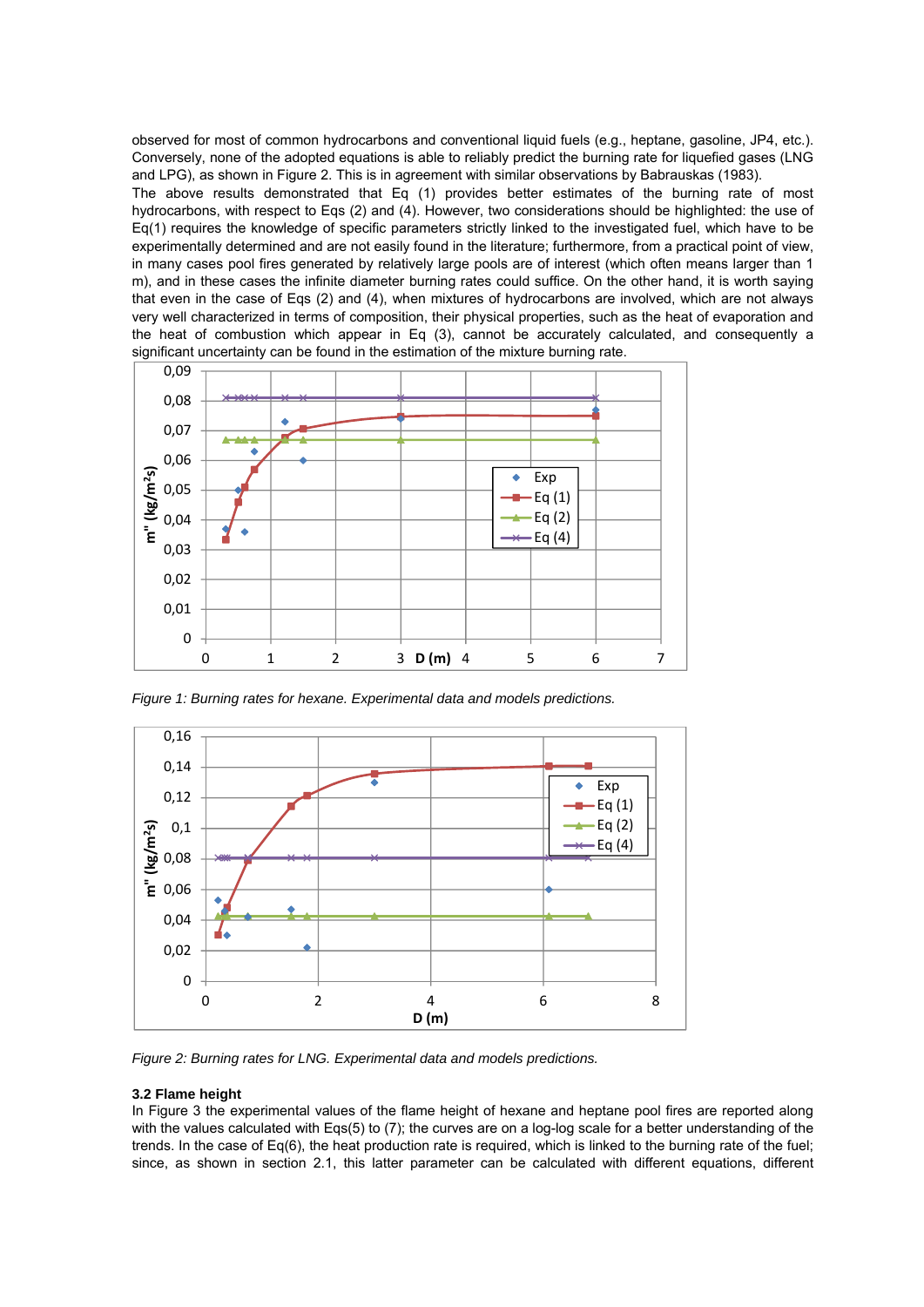observed for most of common hydrocarbons and conventional liquid fuels (e.g., heptane, gasoline, JP4, etc.). Conversely, none of the adopted equations is able to reliably predict the burning rate for liquefied gases (LNG and LPG), as shown in Figure 2. This is in agreement with similar observations by Babrauskas (1983).

The above results demonstrated that Eq (1) provides better estimates of the burning rate of most hydrocarbons, with respect to Eqs (2) and (4). However, two considerations should be highlighted: the use of Eq(1) requires the knowledge of specific parameters strictly linked to the investigated fuel, which have to be experimentally determined and are not easily found in the literature; furthermore, from a practical point of view, in many cases pool fires generated by relatively large pools are of interest (which often means larger than 1 m), and in these cases the infinite diameter burning rates could suffice. On the other hand, it is worth saying that even in the case of Eqs (2) and (4), when mixtures of hydrocarbons are involved, which are not always very well characterized in terms of composition, their physical properties, such as the heat of evaporation and the heat of combustion which appear in Eq (3), cannot be accurately calculated, and consequently a significant uncertainty can be found in the estimation of the mixture burning rate.

*Figure 1: Burning rates for hexane. Experimental data and models predictions.*

*Figure 2: Burning rates for LNG. Experimental data and models predictions.*

### 3.2 Flame height

In Figure 3 the experimental values of the flame height of hexane and heptane pool fires are reported along with the values calculated with Eqs(5) to (7); the curves are on a log-log scale for a better understanding of the trends. In the case of Eq(6), the heat production rate is required, which is linked to the burning rate of the fuel; since, as shown in section 2.1, this latter parameter can be calculated with different equations, different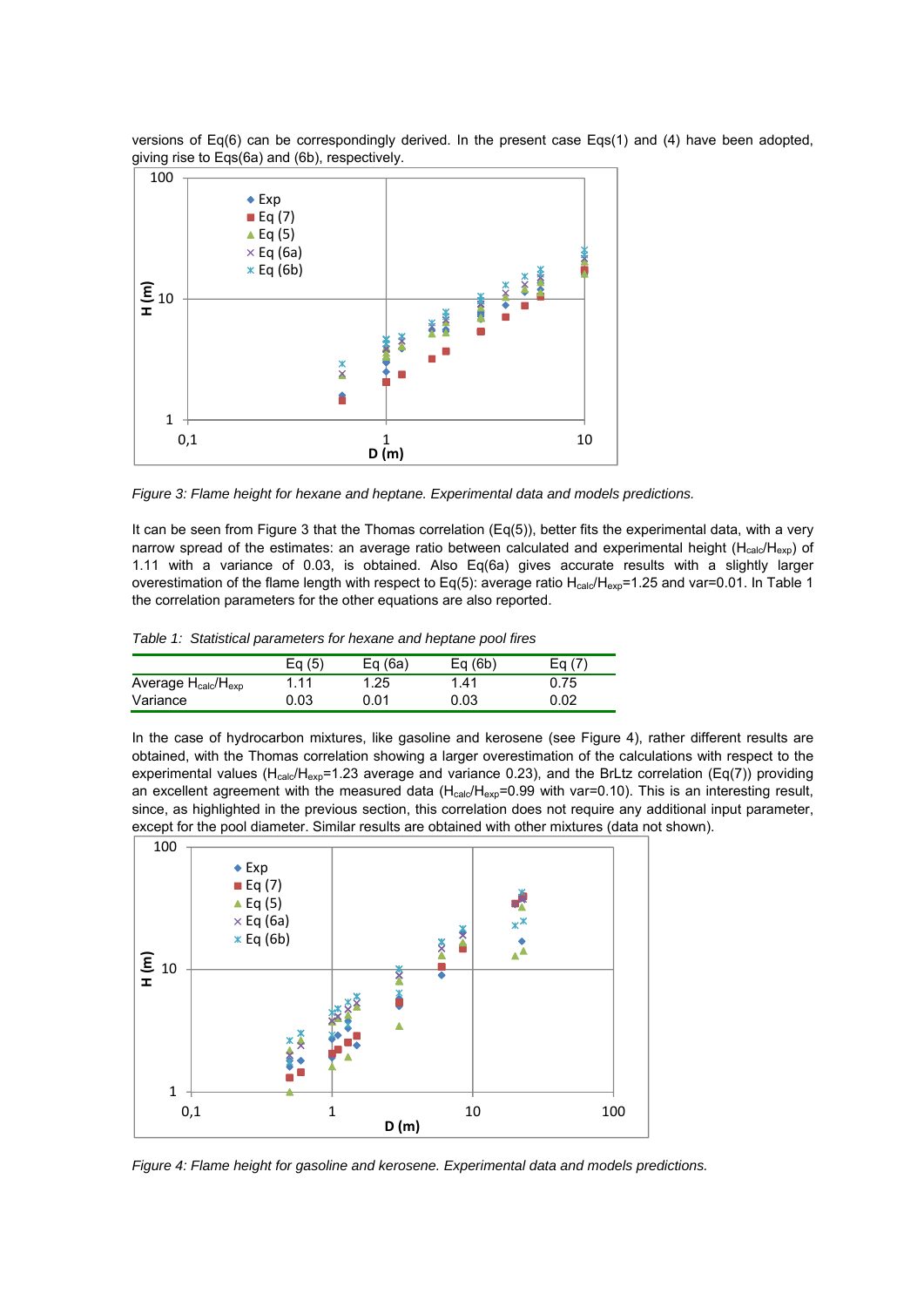versions of Eq(6) can be correspondingly derived. In the present case Eqs(1) and (4) have been adopted, giving rise to Eqs(6a) and (6b), respectively.

*Figure 3: Flame height for hexane and heptane. Experimental data and models predictions.*

It can be seen from Figure 3 that the Thomas correlation (Eq(5)), better fits the experimental data, with a very narrow spread of the estimates: an average ratio between calculated and experimental height ($H_{calc}/H_{exp}$) of 1.11 with a variance of 0.03, is obtained. Also Eq(6a) gives accurate results with a slightly larger overestimation of the flame length with respect to Eq(5): average ratio $H_{calc}/H_{exp}$=1.25 and var=0.01. In Table 1 the correlation parameters for the other equations are also reported.

*Table 1: Statistical parameters for hexane and heptane pool fires*

| | Eq (5) | Eq (6a) | Eq (6b) | Eq (7) |
|---|---|---|---|---|
| Average $H_{calc}/H_{exp}$ | 1.11 | 1.25 | 1.41 | 0.75 |
| Variance | 0.03 | 0.01 | 0.03 | 0.02 |

In the case of hydrocarbon mixtures, like gasoline and kerosene (see Figure 4), rather different results are obtained, with the Thomas correlation showing a larger overestimation of the calculations with respect to the experimental values ($H_{calc}/H_{exp}$=1.23 average and variance 0.23), and the BrLtz correlation (Eq(7)) providing an excellent agreement with the measured data ($H_{calc}/H_{exp}$=0.99 with var=0.10). This is an interesting result, since, as highlighted in the previous section, this correlation does not require any additional input parameter, except for the pool diameter. Similar results are obtained with other mixtures (data not shown).

*Figure 4: Flame height for gasoline and kerosene. Experimental data and models predictions.*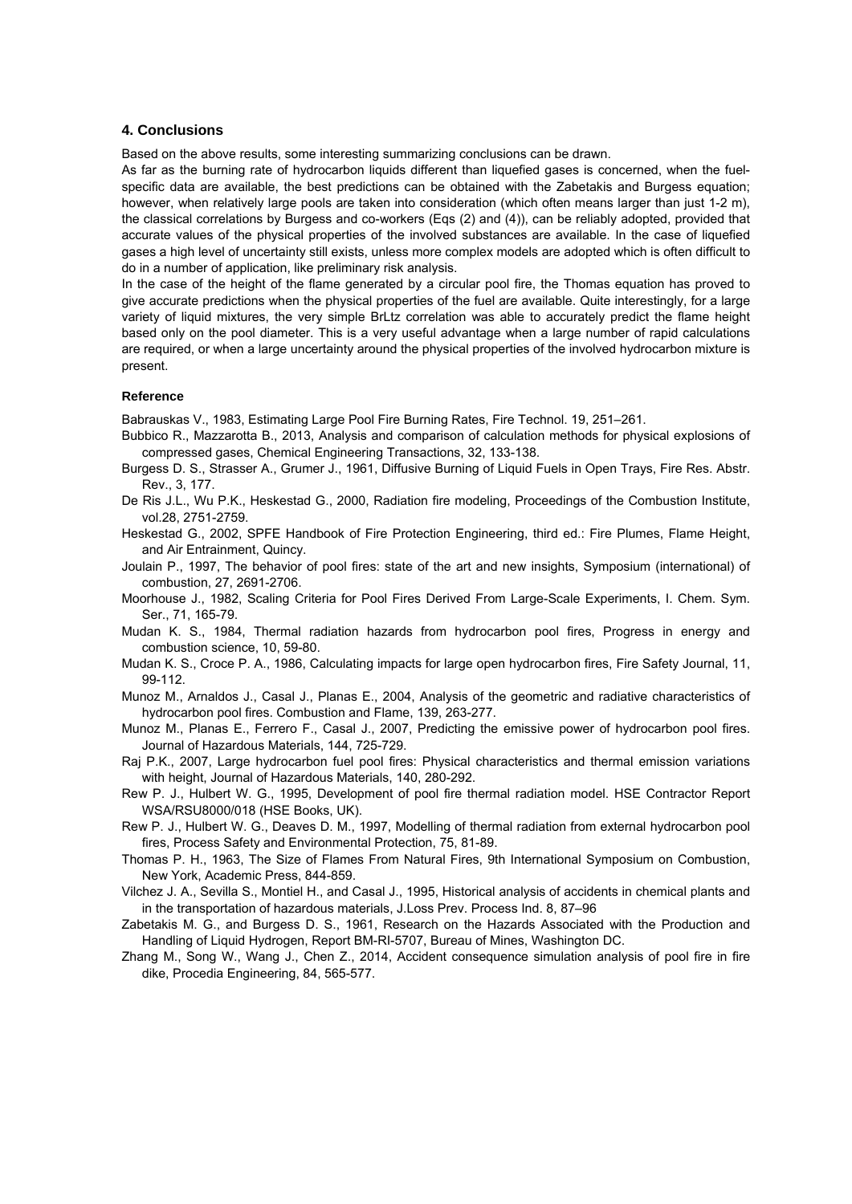## 4. Conclusions

Based on the above results, some interesting summarizing conclusions can be drawn.

As far as the burning rate of hydrocarbon liquids different than liquefied gases is concerned, when the fuel-specific data are available, the best predictions can be obtained with the Zabetakis and Burgess equation; however, when relatively large pools are taken into consideration (which often means larger than just 1-2 m), the classical correlations by Burgess and co-workers (Eqs (2) and (4)), can be reliably adopted, provided that accurate values of the physical properties of the involved substances are available. In the case of liquefied gases a high level of uncertainty still exists, unless more complex models are adopted which is often difficult to do in a number of application, like preliminary risk analysis.

In the case of the height of the flame generated by a circular pool fire, the Thomas equation has proved to give accurate predictions when the physical properties of the fuel are available. Quite interestingly, for a large variety of liquid mixtures, the very simple BrLtz correlation was able to accurately predict the flame height based only on the pool diameter. This is a very useful advantage when a large number of rapid calculations are required, or when a large uncertainty around the physical properties of the involved hydrocarbon mixture is present.

### Reference

Babrauskas V., 1983, Estimating Large Pool Fire Burning Rates, Fire Technol. 19, 251–261.

Bubbico R., Mazzarotta B., 2013, Analysis and comparison of calculation methods for physical explosions of compressed gases, Chemical Engineering Transactions, 32, 133-138.

Burgess D. S., Strasser A., Grumer J., 1961, Diffusive Burning of Liquid Fuels in Open Trays, Fire Res. Abstr. Rev., 3, 177.

De Ris J.L., Wu P.K., Heskestad G., 2000, Radiation fire modeling, Proceedings of the Combustion Institute, vol.28, 2751-2759.

Heskestad G., 2002, SPFE Handbook of Fire Protection Engineering, third ed.: Fire Plumes, Flame Height, and Air Entrainment, Quincy.

Joulain P., 1997, The behavior of pool fires: state of the art and new insights, Symposium (international) of combustion, 27, 2691-2706.

Moorhouse J., 1982, Scaling Criteria for Pool Fires Derived From Large-Scale Experiments, I. Chem. Sym. Ser., 71, 165-79.

Mudan K. S., 1984, Thermal radiation hazards from hydrocarbon pool fires, Progress in energy and combustion science, 10, 59-80.

Mudan K. S., Croce P. A., 1986, Calculating impacts for large open hydrocarbon fires, Fire Safety Journal, 11, 99-112.

Munoz M., Arnaldos J., Casal J., Planas E., 2004, Analysis of the geometric and radiative characteristics of hydrocarbon pool fires. Combustion and Flame, 139, 263-277.

Munoz M., Planas E., Ferrero F., Casal J., 2007, Predicting the emissive power of hydrocarbon pool fires. Journal of Hazardous Materials, 144, 725-729.

Raj P.K., 2007, Large hydrocarbon fuel pool fires: Physical characteristics and thermal emission variations with height, Journal of Hazardous Materials, 140, 280-292.

Rew P. J., Hulbert W. G., 1995, Development of pool fire thermal radiation model. HSE Contractor Report WSA/RSU8000/018 (HSE Books, UK).

Rew P. J., Hulbert W. G., Deaves D. M., 1997, Modelling of thermal radiation from external hydrocarbon pool fires, Process Safety and Environmental Protection, 75, 81-89.

Thomas P. H., 1963, The Size of Flames From Natural Fires, 9th International Symposium on Combustion, New York, Academic Press, 844-859.

Vilchez J. A., Sevilla S., Montiel H., and Casal J., 1995, Historical analysis of accidents in chemical plants and in the transportation of hazardous materials, J.Loss Prev. Process Ind. 8, 87–96

Zabetakis M. G., and Burgess D. S., 1961, Research on the Hazards Associated with the Production and Handling of Liquid Hydrogen, Report BM-RI-5707, Bureau of Mines, Washington DC.

Zhang M., Song W., Wang J., Chen Z., 2014, Accident consequence simulation analysis of pool fire in fire dike, Procedia Engineering, 84, 565-577.